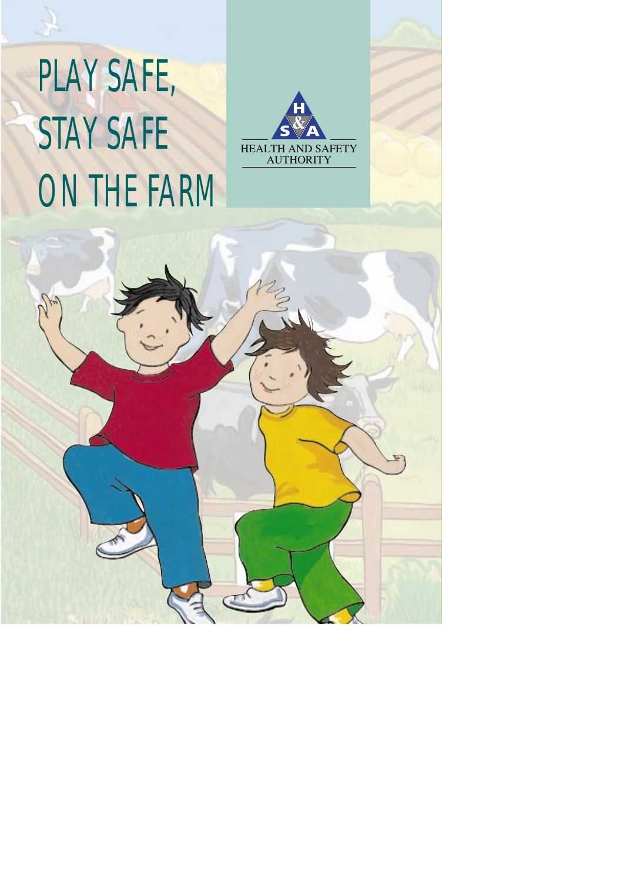# PLAY SAFE, STAY SAFE ON THE FARM

HEALTH AND SAFETY AUTHORITY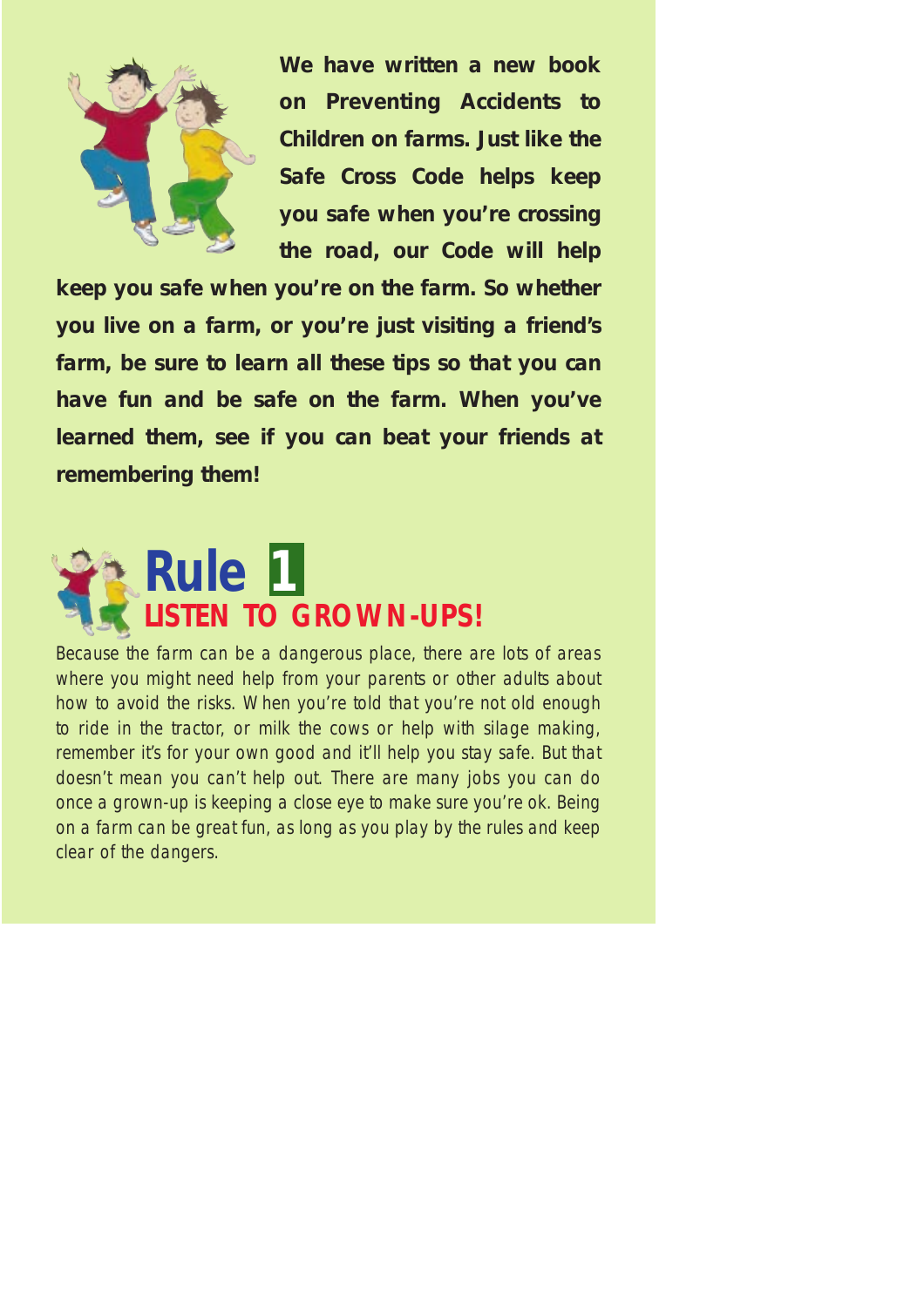**We have written a new book on Preventing Accidents to Children on farms. Just like the Safe Cross Code helps keep you safe when you're crossing the road, our Code will help keep you safe when you're on the farm. So whether you live on a farm, or you're just visiting a friend's farm, be sure to learn all these tips so that you can have fun and be safe on the farm. When you've learned them, see if you can beat your friends at remembering them!**

## Rule 1

### LISTEN TO GROWN-UPS!

Because the farm can be a dangerous place, there are lots of areas where you might need help from your parents or other adults about how to avoid the risks. When you're told that you're not old enough to ride in the tractor, or milk the cows or help with silage making, remember it's for your own good and it'll help you stay safe. But that doesn't mean you can't help out. There are many jobs you can do once a grown-up is keeping a close eye to make sure you're ok. Being on a farm can be great fun, as long as you play by the rules and keep clear of the dangers.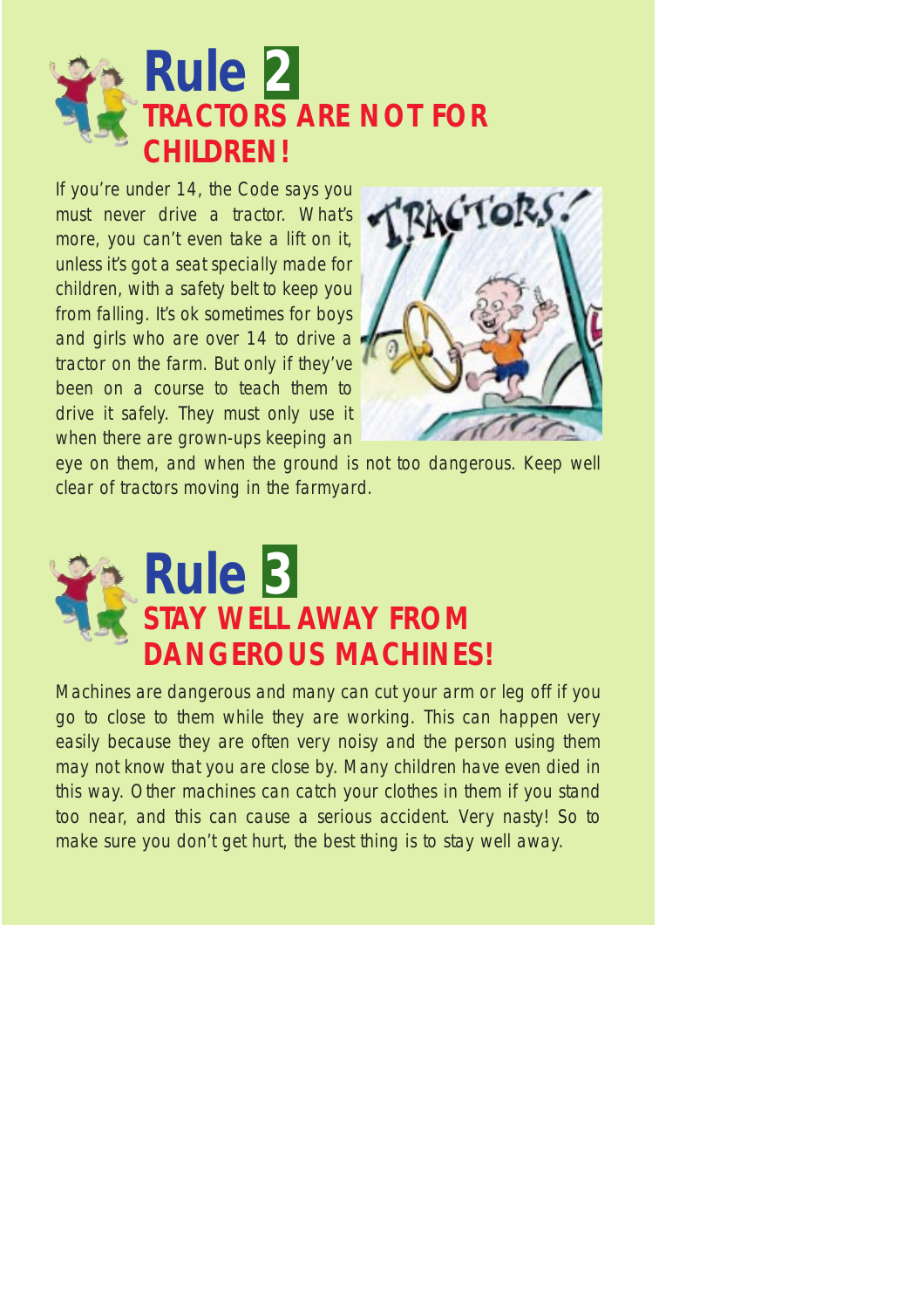## Rule 2

### TRACTORS ARE NOT FOR CHILDREN!

If you're under 14, the Code says you must never drive a tractor. What's more, you can't even take a lift on it, unless it's got a seat specially made for children, with a safety belt to keep you from falling. It's ok sometimes for boys and girls who are over 14 to drive a tractor on the farm. But only if they've been on a course to teach them to drive it safely. They must only use it when there are grown-ups keeping an eye on them, and when the ground is not too dangerous. Keep well clear of tractors moving in the farmyard.

## Rule 3

### STAY WELL AWAY FROM DANGEROUS MACHINES!

Machines are dangerous and many can cut your arm or leg off if you go to close to them while they are working. This can happen very easily because they are often very noisy and the person using them may not know that you are close by. Many children have even died in this way. Other machines can catch your clothes in them if you stand too near, and this can cause a serious accident. Very nasty! So to make sure you don't get hurt, the best thing is to stay well away.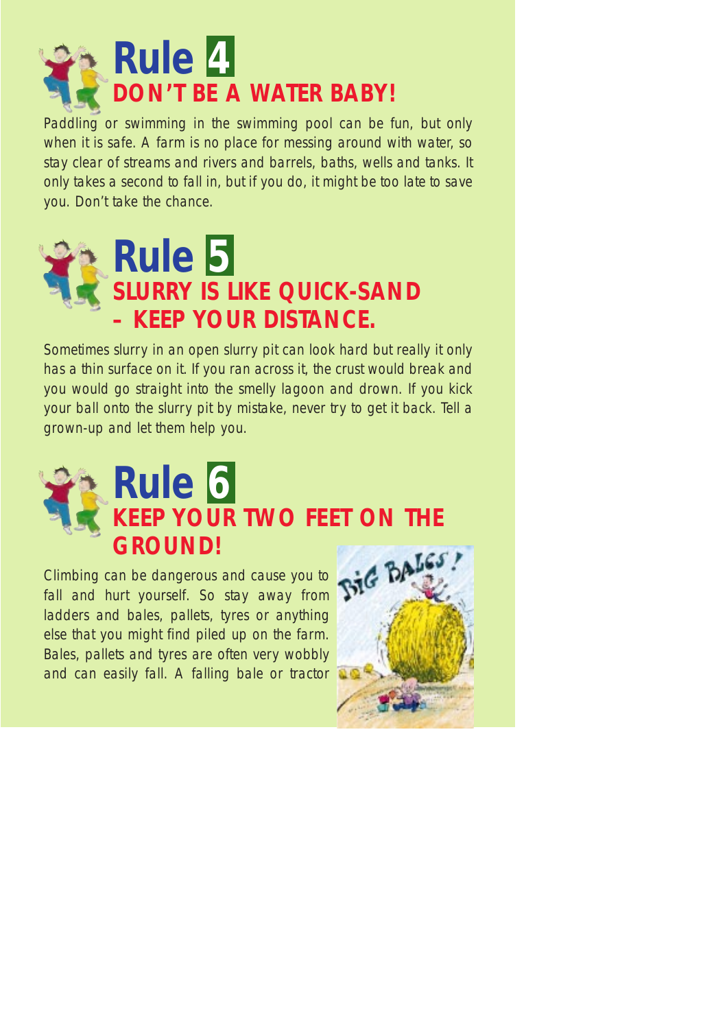## Rule 4
### DON'T BE A WATER BABY!

Paddling or swimming in the swimming pool can be fun, but only when it is safe. A farm is no place for messing around with water, so stay clear of streams and rivers and barrels, baths, wells and tanks. It only takes a second to fall in, but if you do, it might be too late to save you. Don't take the chance.

## Rule 5
### SLURRY IS LIKE QUICK-SAND – KEEP YOUR DISTANCE.

Sometimes slurry in an open slurry pit can look hard but really it only has a thin surface on it. If you ran across it, the crust would break and you would go straight into the smelly lagoon and drown. If you kick your ball onto the slurry pit by mistake, never try to get it back. Tell a grown-up and let them help you.

## Rule 6
### KEEP YOUR TWO FEET ON THE GROUND!

Climbing can be dangerous and cause you to fall and hurt yourself. So stay away from ladders and bales, pallets, tyres or anything else that you might find piled up on the farm. Bales, pallets and tyres are often very wobbly and can easily fall. A falling bale or tractor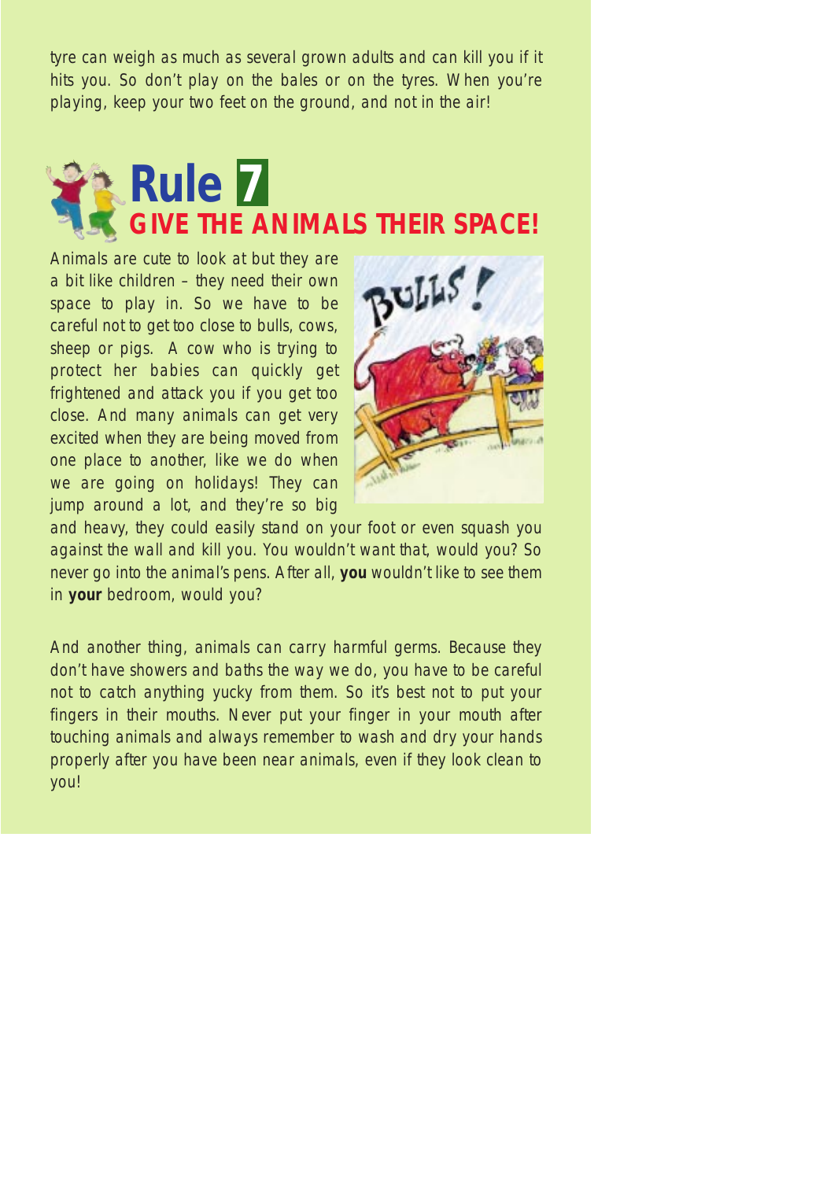tyre can weigh as much as several grown adults and can kill you if it hits you. So don't play on the bales or on the tyres. When you're playing, keep your two feet on the ground, and not in the air!

## Rule 7
## GIVE THE ANIMALS THEIR SPACE!

Animals are cute to look at but they are a bit like children – they need their own space to play in. So we have to be careful not to get too close to bulls, cows, sheep or pigs. A cow who is trying to protect her babies can quickly get frightened and attack you if you get too close. And many animals can get very excited when they are being moved from one place to another, like we do when we are going on holidays! They can jump around a lot, and they're so big and heavy, they could easily stand on your foot or even squash you against the wall and kill you. You wouldn't want that, would you? So never go into the animal's pens. After all, **you** wouldn't like to see them in **your** bedroom, would you?

And another thing, animals can carry harmful germs. Because they don't have showers and baths the way we do, you have to be careful not to catch anything yucky from them. So it's best not to put your fingers in their mouths. Never put your finger in your mouth after touching animals and always remember to wash and dry your hands properly after you have been near animals, even if they look clean to you!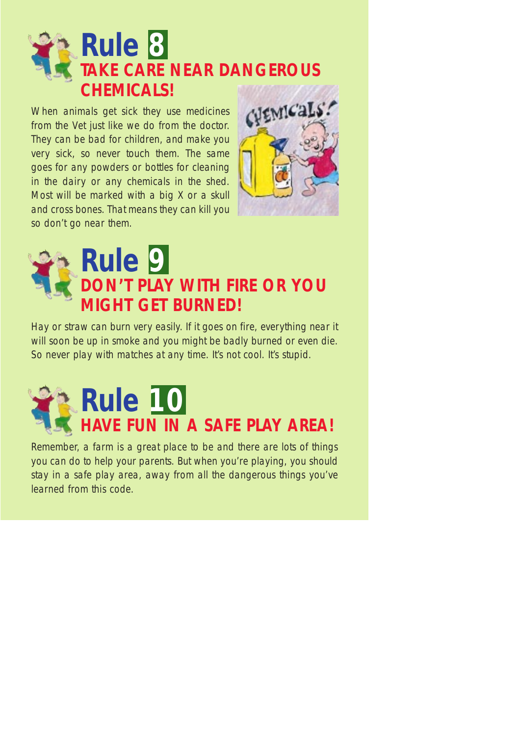## Rule 8

### TAKE CARE NEAR DANGEROUS CHEMICALS!

When animals get sick they use medicines from the Vet just like we do from the doctor. They can be bad for children, and make you very sick, so never touch them. The same goes for any powders or bottles for cleaning in the dairy or any chemicals in the shed. Most will be marked with a big X or a skull and cross bones. That means they can kill you so don't go near them.

## Rule 9

### DON'T PLAY WITH FIRE OR YOU MIGHT GET BURNED!

Hay or straw can burn very easily. If it goes on fire, everything near it will soon be up in smoke and you might be badly burned or even die. So never play with matches at any time. It's not cool. It's stupid.

## Rule 10

### HAVE FUN IN A SAFE PLAY AREA!

Remember, a farm is a great place to be and there are lots of things you can do to help your parents. But when you're playing, you should stay in a safe play area, away from all the dangerous things you've learned from this code.